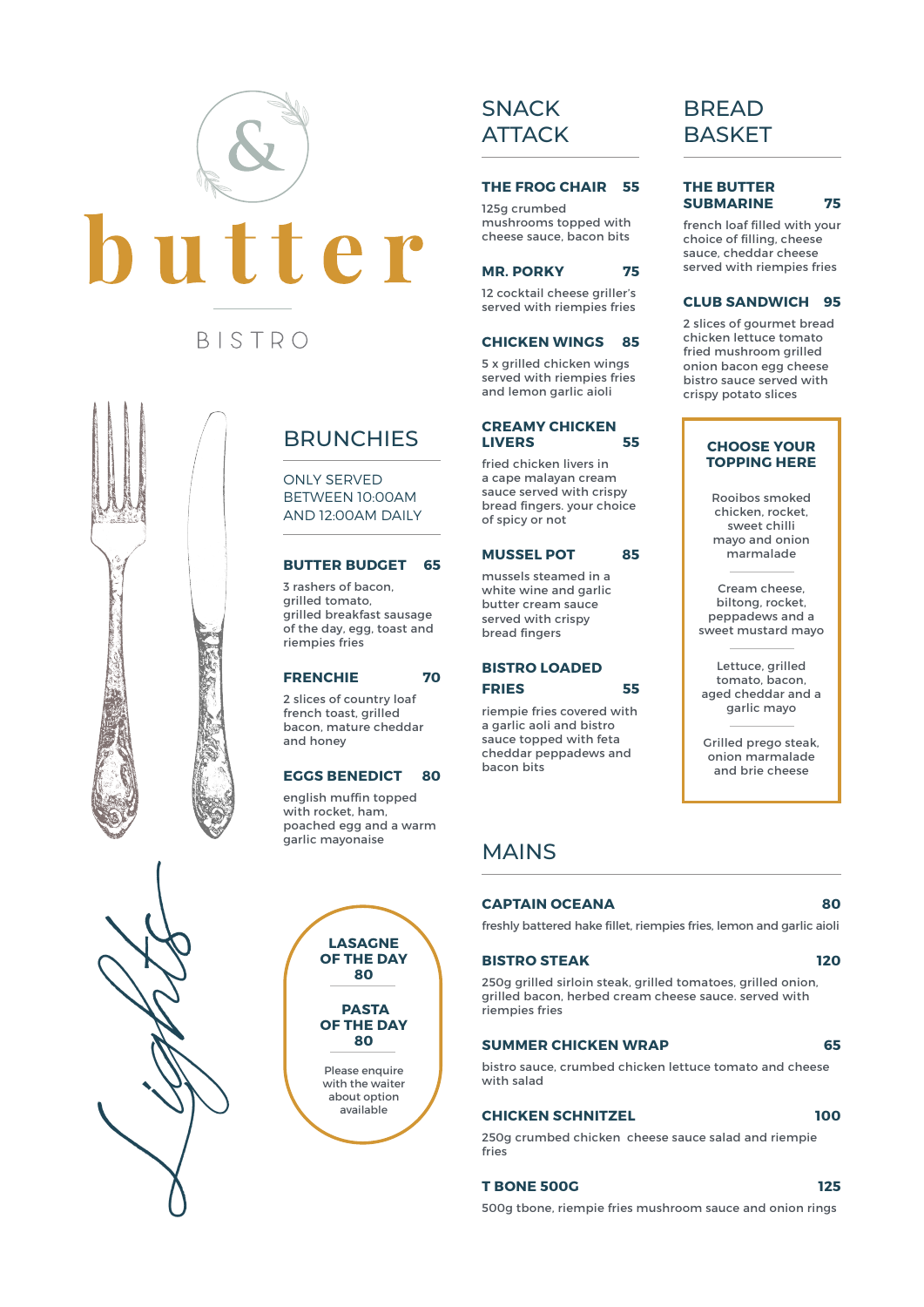# & butter

BISTRO

## BRUNCHIES

ONLY SERVED BETWEEN 10:00AM AND 12:00AM DAILY

### BUTTER BUDGET 65

3 rashers of bacon, grilled tomato, grilled breakfast sausage of the day, egg, toast and riempies fries

### FRENCHIE 70

2 slices of country loaf french toast, grilled bacon, mature cheddar and honey

### EGGS BENEDICT 80

english muffin topped with rocket, ham, poached egg and a warm garlic mayonaise

Lights

**LASAGNE OF THE DAY 80**

**PASTA OF THE DAY 80**

Please enquire with the waiter about option available

## SNACK ATTACK

### THE FROG CHAIR 55

125g crumbed mushrooms topped with cheese sauce, bacon bits

### MR. PORKY 75

12 cocktail cheese griller's served with riempies fries

### CHICKEN WINGS 85

5 x grilled chicken wings served with riempies fries and lemon garlic aioli

### CREAMY CHICKEN LIVERS 55

fried chicken livers in a cape malayan cream sauce served with crispy bread fingers. your choice of spicy or not

### MUSSEL POT 85

mussels steamed in a white wine and garlic butter cream sauce served with crispy bread fingers

### BISTRO LOADED FRIES 55

riempie fries covered with a garlic aoli and bistro sauce topped with feta cheddar peppadews and bacon bits

## BREAD BASKET

### THE BUTTER SUBMARINE 75

french loaf filled with your choice of filling, cheese sauce, cheddar cheese served with riempies fries

### CLUB SANDWICH 95

2 slices of gourmet bread chicken lettuce tomato fried mushroom grilled onion bacon egg cheese bistro sauce served with crispy potato slices

**CHOOSE YOUR TOPPING HERE**

Rooibos smoked chicken, rocket, sweet chilli mayo and onion marmalade

Cream cheese, biltong, rocket, peppadews and a sweet mustard mayo

Lettuce, grilled tomato, bacon, aged cheddar and a garlic mayo

Grilled prego steak, onion marmalade and brie cheese

## MAINS

### CAPTAIN OCEANA 80

freshly battered hake fillet, riempies fries, lemon and garlic aioli

### BISTRO STEAK 120

250g grilled sirloin steak, grilled tomatoes, grilled onion, grilled bacon, herbed cream cheese sauce. served with riempies fries

### SUMMER CHICKEN WRAP 65

bistro sauce, crumbed chicken lettuce tomato and cheese with salad

### CHICKEN SCHNITZEL 100

250g crumbed chicken cheese sauce salad and riempie fries

### T BONE 500G 125

500g tbone, riempie fries mushroom sauce and onion rings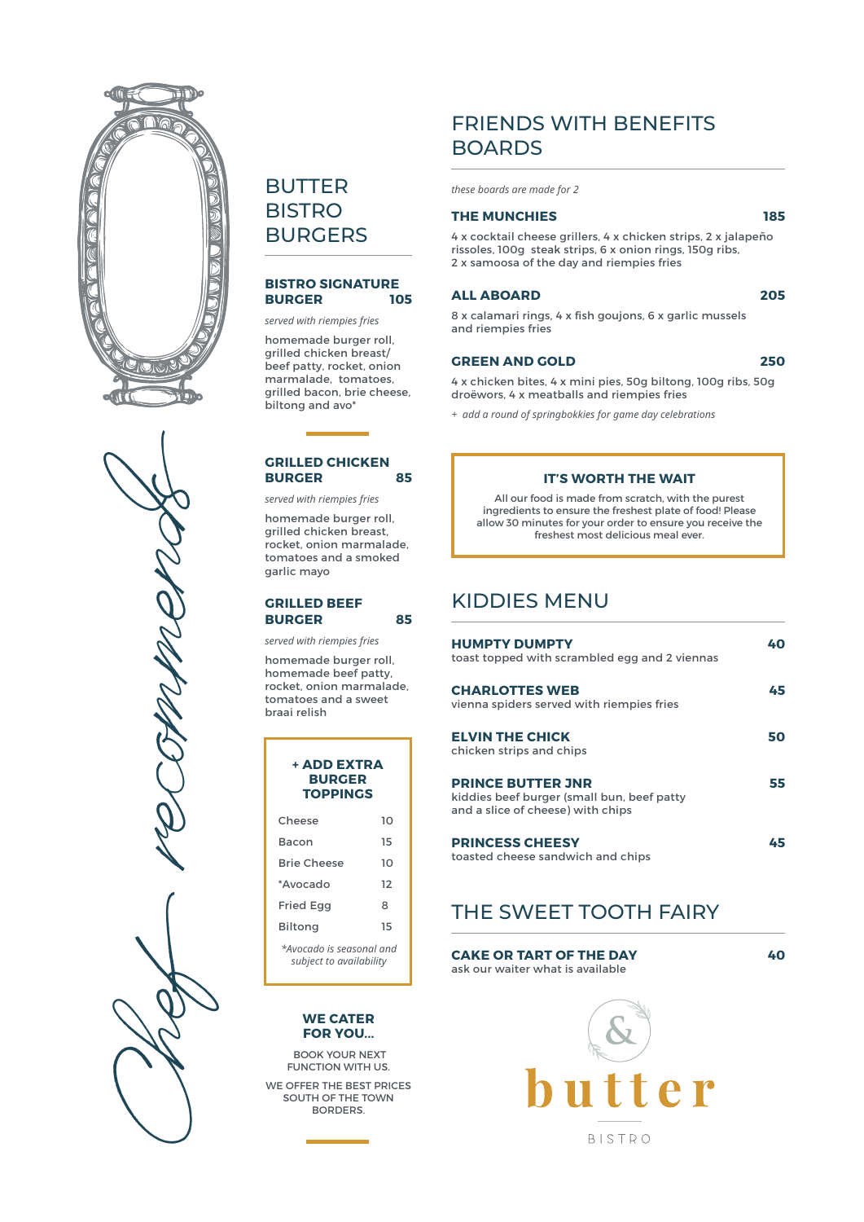chef recommend

# BUTTER BISTRO BURGERS

### BISTRO SIGNATURE BURGER 105

*served with riempies fries*

homemade burger roll, grilled chicken breast/ beef patty, rocket, onion marmalade, tomatoes, grilled bacon, brie cheese, biltong and avo*

### GRILLED CHICKEN BURGER 85

*served with riempies fries*

homemade burger roll, grilled chicken breast, rocket, onion marmalade, tomatoes and a smoked garlic mayo

### GRILLED BEEF BURGER 85

*served with riempies fries*

homemade burger roll, homemade beef patty, rocket, onion marmalade, tomatoes and a sweet braai relish

### + ADD EXTRA BURGER TOPPINGS

| | |
|---|---|
| Cheese | 10 |
| Bacon | 15 |
| Brie Cheese | 10 |
| *Avocado | 12 |
| Fried Egg | 8 |
| Biltong | 15 |

*\*Avocado is seasonal and subject to availability*

### WE CATER FOR YOU...

BOOK YOUR NEXT FUNCTION WITH US.

WE OFFER THE BEST PRICES SOUTH OF THE TOWN BORDERS.

# FRIENDS WITH BENEFITS BOARDS

*these boards are made for 2*

### THE MUNCHIES 185

4 x cocktail cheese grillers, 4 x chicken strips, 2 x jalapeño rissoles, 100g steak strips, 6 x onion rings, 150g ribs, 2 x samoosa of the day and riempies fries

### ALL ABOARD 205

8 x calamari rings, 4 x fish goujons, 6 x garlic mussels and riempies fries

### GREEN AND GOLD 250

4 x chicken bites, 4 x mini pies, 50g biltong, 100g ribs, 50g droëwors, 4 x meatballs and riempies fries

*+ add a round of springbokkies for game day celebrations*

### IT'S WORTH THE WAIT

All our food is made from scratch, with the purest ingredients to ensure the freshest plate of food! Please allow 30 minutes for your order to ensure you receive the freshest most delicious meal ever.

# KIDDIES MENU

**HUMPTY DUMPTY** 40
toast topped with scrambled egg and 2 viennas

**CHARLOTTES WEB** 45
vienna spiders served with riempies fries

**ELVIN THE CHICK** 50
chicken strips and chips

**PRINCE BUTTER JNR** 55
kiddies beef burger (small bun, beef patty and a slice of cheese) with chips

**PRINCESS CHEESY** 45
toasted cheese sandwich and chips

# THE SWEET TOOTH FAIRY

**CAKE OR TART OF THE DAY** 40
ask our waiter what is available

& butter BISTRO